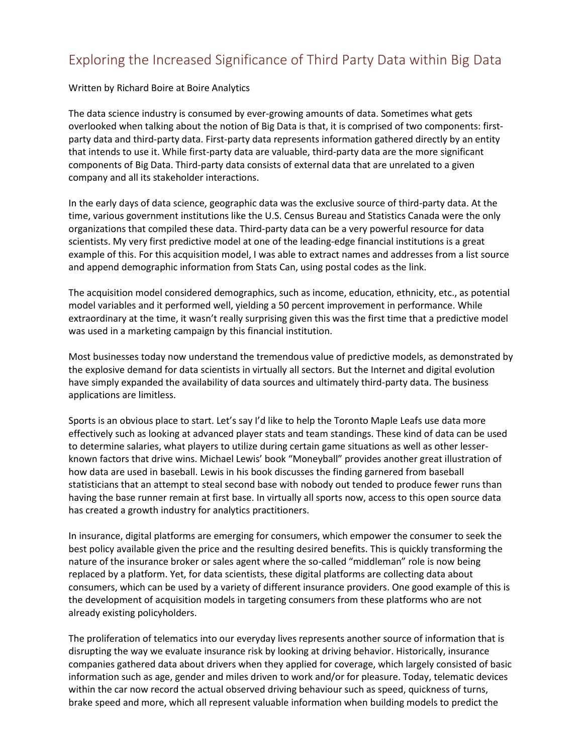# Exploring the Increased Significance of Third Party Data within Big Data

Written by Richard Boire at Boire Analytics

The data science industry is consumed by ever-growing amounts of data. Sometimes what gets overlooked when talking about the notion of Big Data is that, it is comprised of two components: first-party data and third-party data. First-party data represents information gathered directly by an entity that intends to use it. While first-party data are valuable, third-party data are the more significant components of Big Data. Third-party data consists of external data that are unrelated to a given company and all its stakeholder interactions.

In the early days of data science, geographic data was the exclusive source of third-party data. At the time, various government institutions like the U.S. Census Bureau and Statistics Canada were the only organizations that compiled these data. Third-party data can be a very powerful resource for data scientists. My very first predictive model at one of the leading-edge financial institutions is a great example of this. For this acquisition model, I was able to extract names and addresses from a list source and append demographic information from Stats Can, using postal codes as the link.

The acquisition model considered demographics, such as income, education, ethnicity, etc., as potential model variables and it performed well, yielding a 50 percent improvement in performance. While extraordinary at the time, it wasn't really surprising given this was the first time that a predictive model was used in a marketing campaign by this financial institution.

Most businesses today now understand the tremendous value of predictive models, as demonstrated by the explosive demand for data scientists in virtually all sectors. But the Internet and digital evolution have simply expanded the availability of data sources and ultimately third-party data. The business applications are limitless.

Sports is an obvious place to start. Let's say I'd like to help the Toronto Maple Leafs use data more effectively such as looking at advanced player stats and team standings. These kind of data can be used to determine salaries, what players to utilize during certain game situations as well as other lesser-known factors that drive wins. Michael Lewis' book "Moneyball" provides another great illustration of how data are used in baseball. Lewis in his book discusses the finding garnered from baseball statisticians that an attempt to steal second base with nobody out tended to produce fewer runs than having the base runner remain at first base. In virtually all sports now, access to this open source data has created a growth industry for analytics practitioners.

In insurance, digital platforms are emerging for consumers, which empower the consumer to seek the best policy available given the price and the resulting desired benefits. This is quickly transforming the nature of the insurance broker or sales agent where the so-called "middleman" role is now being replaced by a platform. Yet, for data scientists, these digital platforms are collecting data about consumers, which can be used by a variety of different insurance providers. One good example of this is the development of acquisition models in targeting consumers from these platforms who are not already existing policyholders.

The proliferation of telematics into our everyday lives represents another source of information that is disrupting the way we evaluate insurance risk by looking at driving behavior. Historically, insurance companies gathered data about drivers when they applied for coverage, which largely consisted of basic information such as age, gender and miles driven to work and/or for pleasure. Today, telematic devices within the car now record the actual observed driving behaviour such as speed, quickness of turns, brake speed and more, which all represent valuable information when building models to predict the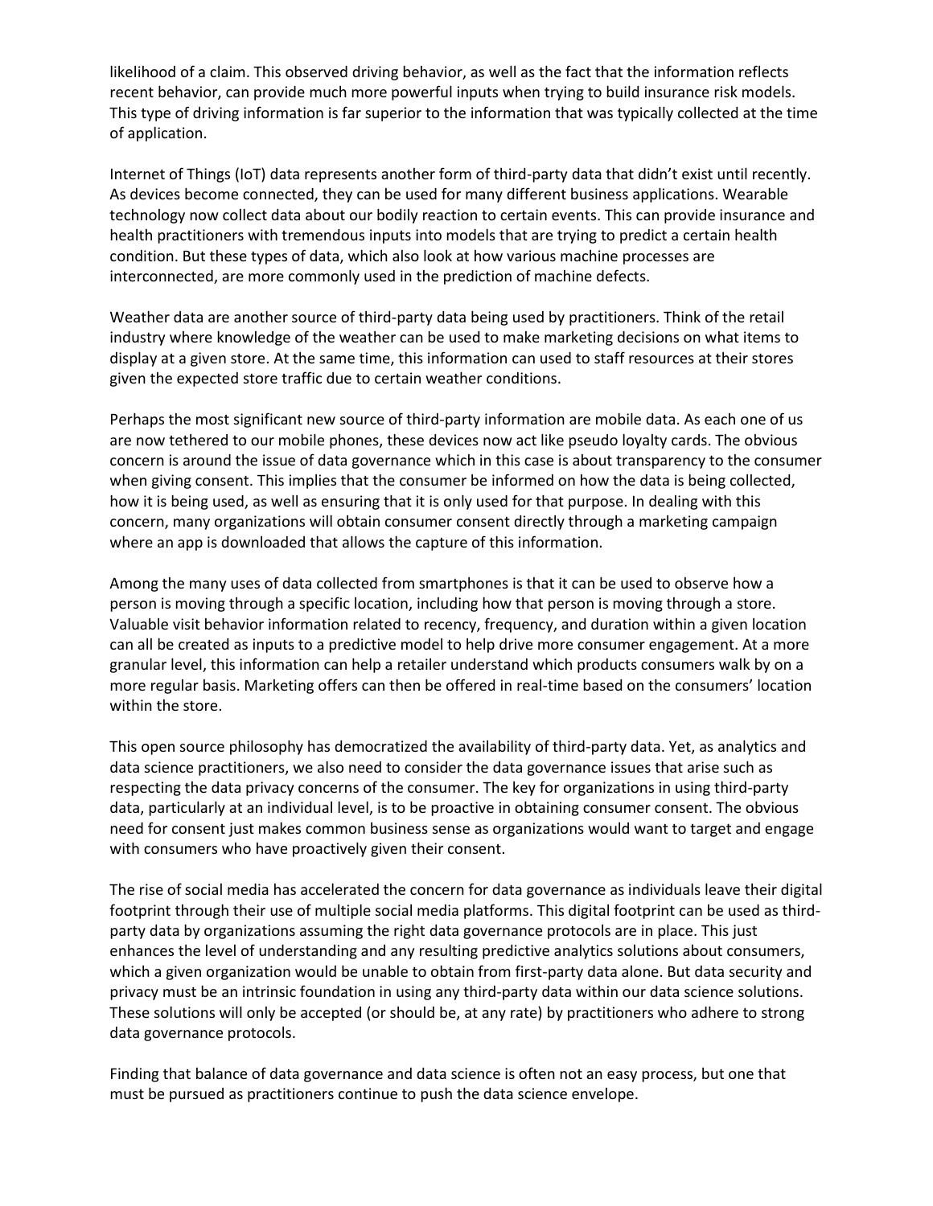likelihood of a claim. This observed driving behavior, as well as the fact that the information reflects recent behavior, can provide much more powerful inputs when trying to build insurance risk models. This type of driving information is far superior to the information that was typically collected at the time of application.

Internet of Things (IoT) data represents another form of third-party data that didn't exist until recently. As devices become connected, they can be used for many different business applications. Wearable technology now collect data about our bodily reaction to certain events. This can provide insurance and health practitioners with tremendous inputs into models that are trying to predict a certain health condition. But these types of data, which also look at how various machine processes are interconnected, are more commonly used in the prediction of machine defects.

Weather data are another source of third-party data being used by practitioners. Think of the retail industry where knowledge of the weather can be used to make marketing decisions on what items to display at a given store. At the same time, this information can used to staff resources at their stores given the expected store traffic due to certain weather conditions.

Perhaps the most significant new source of third-party information are mobile data. As each one of us are now tethered to our mobile phones, these devices now act like pseudo loyalty cards. The obvious concern is around the issue of data governance which in this case is about transparency to the consumer when giving consent. This implies that the consumer be informed on how the data is being collected, how it is being used, as well as ensuring that it is only used for that purpose. In dealing with this concern, many organizations will obtain consumer consent directly through a marketing campaign where an app is downloaded that allows the capture of this information.

Among the many uses of data collected from smartphones is that it can be used to observe how a person is moving through a specific location, including how that person is moving through a store. Valuable visit behavior information related to recency, frequency, and duration within a given location can all be created as inputs to a predictive model to help drive more consumer engagement. At a more granular level, this information can help a retailer understand which products consumers walk by on a more regular basis. Marketing offers can then be offered in real-time based on the consumers' location within the store.

This open source philosophy has democratized the availability of third-party data. Yet, as analytics and data science practitioners, we also need to consider the data governance issues that arise such as respecting the data privacy concerns of the consumer. The key for organizations in using third-party data, particularly at an individual level, is to be proactive in obtaining consumer consent. The obvious need for consent just makes common business sense as organizations would want to target and engage with consumers who have proactively given their consent.

The rise of social media has accelerated the concern for data governance as individuals leave their digital footprint through their use of multiple social media platforms. This digital footprint can be used as third-party data by organizations assuming the right data governance protocols are in place. This just enhances the level of understanding and any resulting predictive analytics solutions about consumers, which a given organization would be unable to obtain from first-party data alone. But data security and privacy must be an intrinsic foundation in using any third-party data within our data science solutions. These solutions will only be accepted (or should be, at any rate) by practitioners who adhere to strong data governance protocols.

Finding that balance of data governance and data science is often not an easy process, but one that must be pursued as practitioners continue to push the data science envelope.